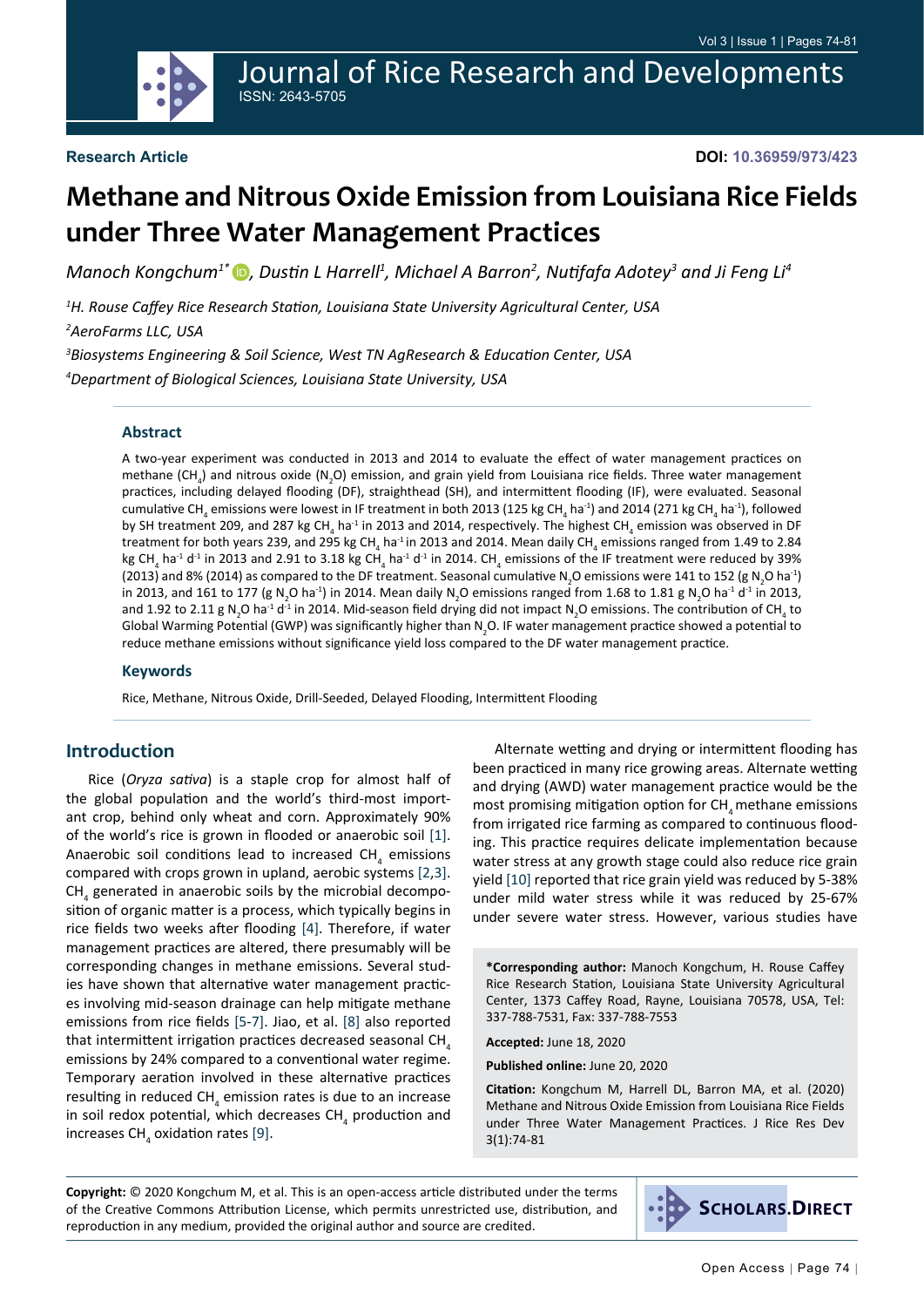Research Article

DOI: 10.36959/973/423

# Methane and Nitrous Oxide Emission from Louisiana Rice Fields under Three Water Management Practices

*Manoch Kongchum[1*], Dustin L Harrell[1], Michael A Barron[2], Nutifafa Adotey[3] and Ji Feng Li[4]*

[1]*H. Rouse Caffey Rice Research Station, Louisiana State University Agricultural Center, USA*

[2]*AeroFarms LLC, USA*

[3]*Biosystems Engineering & Soil Science, West TN AgResearch & Education Center, USA*

[4]*Department of Biological Sciences, Louisiana State University, USA*

### Abstract

A two-year experiment was conducted in 2013 and 2014 to evaluate the effect of water management practices on methane ($CH_4$) and nitrous oxide ($N_2O$) emission, and grain yield from Louisiana rice fields. Three water management practices, including delayed flooding (DF), straighthead (SH), and intermittent flooding (IF), were evaluated. Seasonal cumulative $CH_4$ emissions were lowest in IF treatment in both 2013 (125 kg $CH_4$ $ha^{-1}$) and 2014 (271 kg $CH_4$ $ha^{-1}$), followed by SH treatment 209, and 287 kg $CH_4$ $ha^{-1}$ in 2013 and 2014, respectively. The highest $CH_4$ emission was observed in DF treatment for both years 239, and 295 kg $CH_4$ $ha^{-1}$ in 2013 and 2014. Mean daily $CH_4$ emissions ranged from 1.49 to 2.84 kg $CH_4$ $ha^{-1}$ $d^{-1}$ in 2013 and 2.91 to 3.18 kg $CH_4$ $ha^{-1}$ $d^{-1}$ in 2014. $CH_4$ emissions of the IF treatment were reduced by 39% (2013) and 8% (2014) as compared to the DF treatment. Seasonal cumulative $N_2O$ emissions were 141 to 152 (g $N_2O$ $ha^{-1}$) in 2013, and 161 to 177 (g $N_2O$ $ha^{-1}$) in 2014. Mean daily $N_2O$ emissions ranged from 1.68 to 1.81 g $N_2O$ $ha^{-1}$ $d^{-1}$ in 2013, and 1.92 to 2.11 g $N_2O$ $ha^{-1}$ $d^{-1}$ in 2014. Mid-season field drying did not impact $N_2O$ emissions. The contribution of $CH_4$ to Global Warming Potential (GWP) was significantly higher than $N_2O$. IF water management practice showed a potential to reduce methane emissions without significance yield loss compared to the DF water management practice.

### Keywords

Rice, Methane, Nitrous Oxide, Drill-Seeded, Delayed Flooding, Intermittent Flooding

## Introduction

Rice (*Oryza sativa*) is a staple crop for almost half of the global population and the world's third-most important crop, behind only wheat and corn. Approximately 90% of the world's rice is grown in flooded or anaerobic soil [1]. Anaerobic soil conditions lead to increased $CH_4$ emissions compared with crops grown in upland, aerobic systems [2,3]. $CH_4$ generated in anaerobic soils by the microbial decomposition of organic matter is a process, which typically begins in rice fields two weeks after flooding [4]. Therefore, if water management practices are altered, there presumably will be corresponding changes in methane emissions. Several studies have shown that alternative water management practices involving mid-season drainage can help mitigate methane emissions from rice fields [5-7]. Jiao, et al. [8] also reported that intermittent irrigation practices decreased seasonal $CH_4$ emissions by 24% compared to a conventional water regime. Temporary aeration involved in these alternative practices resulting in reduced $CH_4$ emission rates is due to an increase in soil redox potential, which decreases $CH_4$ production and increases $CH_4$ oxidation rates [9].

Alternate wetting and drying or intermittent flooding has been practiced in many rice growing areas. Alternate wetting and drying (AWD) water management practice would be the most promising mitigation option for $CH_4$ methane emissions from irrigated rice farming as compared to continuous flooding. This practice requires delicate implementation because water stress at any growth stage could also reduce rice grain yield [10] reported that rice grain yield was reduced by 5-38% under mild water stress while it was reduced by 25-67% under severe water stress. However, various studies have

**\*Corresponding author:** Manoch Kongchum, H. Rouse Caffey Rice Research Station, Louisiana State University Agricultural Center, 1373 Caffey Road, Rayne, Louisiana 70578, USA, Tel: 337-788-7531, Fax: 337-788-7553

**Accepted:** June 18, 2020

**Published online:** June 20, 2020

**Citation:** Kongchum M, Harrell DL, Barron MA, et al. (2020) Methane and Nitrous Oxide Emission from Louisiana Rice Fields under Three Water Management Practices. J Rice Res Dev 3(1):74-81

**Copyright:** © 2020 Kongchum M, et al. This is an open-access article distributed under the terms of the Creative Commons Attribution License, which permits unrestricted use, distribution, and reproduction in any medium, provided the original author and source are credited.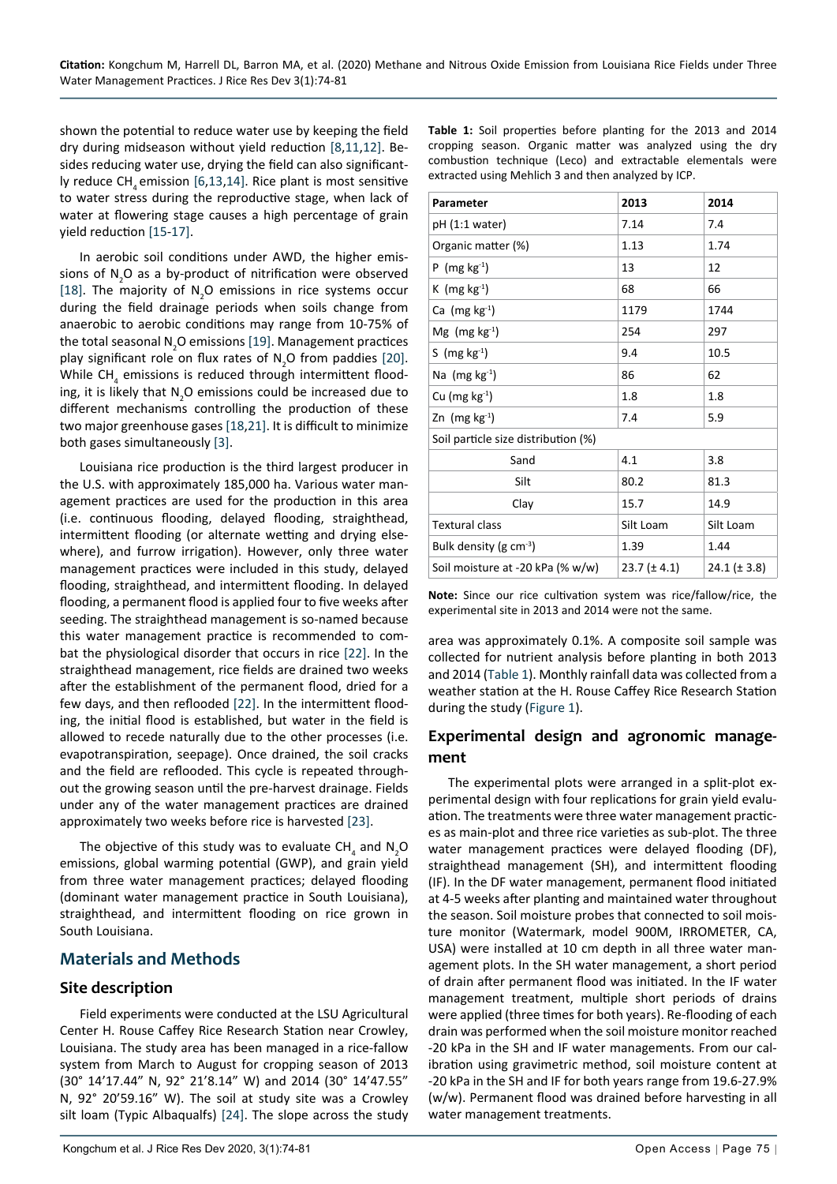shown the potential to reduce water use by keeping the field dry during midseason without yield reduction [8,11,12]. Besides reducing water use, drying the field can also significantly reduce $CH_4$ emission [6,13,14]. Rice plant is most sensitive to water stress during the reproductive stage, when lack of water at flowering stage causes a high percentage of grain yield reduction [15-17].

In aerobic soil conditions under AWD, the higher emissions of $N_2O$ as a by-product of nitrification were observed [18]. The majority of $N_2O$ emissions in rice systems occur during the field drainage periods when soils change from anaerobic to aerobic conditions may range from 10-75% of the total seasonal $N_2O$ emissions [19]. Management practices play significant role on flux rates of $N_2O$ from paddies [20]. While $CH_4$ emissions is reduced through intermittent flooding, it is likely that $N_2O$ emissions could be increased due to different mechanisms controlling the production of these two major greenhouse gases [18,21]. It is difficult to minimize both gases simultaneously [3].

Louisiana rice production is the third largest producer in the U.S. with approximately 185,000 ha. Various water management practices are used for the production in this area (i.e. continuous flooding, delayed flooding, straighthead, intermittent flooding (or alternate wetting and drying elsewhere), and furrow irrigation). However, only three water management practices were included in this study, delayed flooding, straighthead, and intermittent flooding. In delayed flooding, a permanent flood is applied four to five weeks after seeding. The straighthead management is so-named because this water management practice is recommended to combat the physiological disorder that occurs in rice [22]. In the straighthead management, rice fields are drained two weeks after the establishment of the permanent flood, dried for a few days, and then reflooded [22]. In the intermittent flooding, the initial flood is established, but water in the field is allowed to recede naturally due to the other processes (i.e. evapotranspiration, seepage). Once drained, the soil cracks and the field are reflooded. This cycle is repeated throughout the growing season until the pre-harvest drainage. Fields under any of the water management practices are drained approximately two weeks before rice is harvested [23].

The objective of this study was to evaluate $CH_4$ and $N_2O$ emissions, global warming potential (GWP), and grain yield from three water management practices; delayed flooding (dominant water management practice in South Louisiana), straighthead, and intermittent flooding on rice grown in South Louisiana.

## Materials and Methods

### Site description

Field experiments were conducted at the LSU Agricultural Center H. Rouse Caffey Rice Research Station near Crowley, Louisiana. The study area has been managed in a rice-fallow system from March to August for cropping season of 2013 (30° 14'17.44" N, 92° 21'8.14" W) and 2014 (30° 14'47.55" N, 92° 20'59.16" W). The soil at study site was a Crowley silt loam (Typic Albaqualfs) [24]. The slope across the study area was approximately 0.1%. A composite soil sample was collected for nutrient analysis before planting in both 2013 and 2014 (Table 1). Monthly rainfall data was collected from a weather station at the H. Rouse Caffey Rice Research Station during the study (Figure 1).

**Table 1:** Soil properties before planting for the 2013 and 2014 cropping season. Organic matter was analyzed using the dry combustion technique (Leco) and extractable elementals were extracted using Mehlich 3 and then analyzed by ICP.

| Parameter | 2013 | 2014 |
|---|---|---|
| pH (1:1 water) | 7.14 | 7.4 |
| Organic matter (%) | 1.13 | 1.74 |
| P (mg kg$^{-1}$) | 13 | 12 |
| K (mg kg$^{-1}$) | 68 | 66 |
| Ca (mg kg$^{-1}$) | 1179 | 1744 |
| Mg (mg kg$^{-1}$) | 254 | 297 |
| S (mg kg$^{-1}$) | 9.4 | 10.5 |
| Na (mg kg$^{-1}$) | 86 | 62 |
| Cu (mg kg$^{-1}$) | 1.8 | 1.8 |
| Zn (mg kg$^{-1}$) | 7.4 | 5.9 |
| Soil particle size distribution (%) | | |
| Sand | 4.1 | 3.8 |
| Silt | 80.2 | 81.3 |
| Clay | 15.7 | 14.9 |
| Textural class | Silt Loam | Silt Loam |
| Bulk density (g cm$^{-3}$) | 1.39 | 1.44 |
| Soil moisture at -20 kPa (% w/w) | 23.7 (± 4.1) | 24.1 (± 3.8) |

**Note:** Since our rice cultivation system was rice/fallow/rice, the experimental site in 2013 and 2014 were not the same.

### Experimental design and agronomic management

The experimental plots were arranged in a split-plot experimental design with four replications for grain yield evaluation. The treatments were three water management practices as main-plot and three rice varieties as sub-plot. The three water management practices were delayed flooding (DF), straighthead management (SH), and intermittent flooding (IF). In the DF water management, permanent flood initiated at 4-5 weeks after planting and maintained water throughout the season. Soil moisture probes that connected to soil moisture monitor (Watermark, model 900M, IRROMETER, CA, USA) were installed at 10 cm depth in all three water management plots. In the SH water management, a short period of drain after permanent flood was initiated. In the IF water management treatment, multiple short periods of drains were applied (three times for both years). Re-flooding of each drain was performed when the soil moisture monitor reached -20 kPa in the SH and IF water managements. From our calibration using gravimetric method, soil moisture content at -20 kPa in the SH and IF for both years range from 19.6-27.9% (w/w). Permanent flood was drained before harvesting in all water management treatments.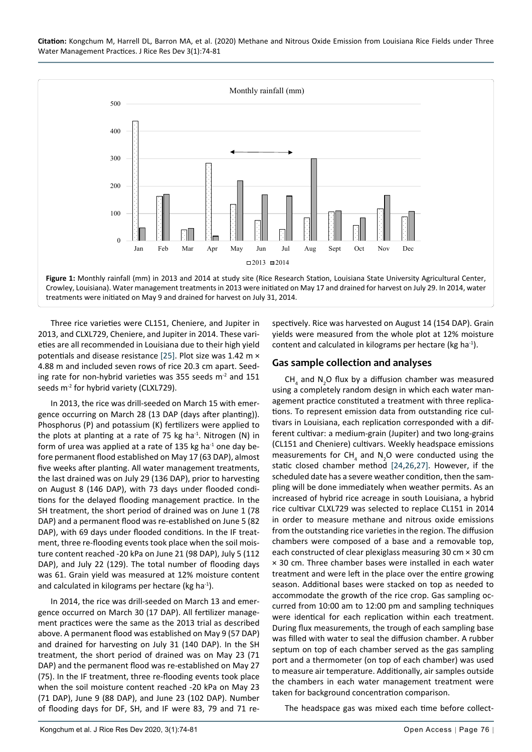Figure 1: Monthly rainfall (mm) in 2013 and 2014 at study site (Rice Research Station, Louisiana State University Agricultural Center, Crowley, Louisiana). Water management treatments in 2013 were initiated on May 17 and drained for harvest on July 29. In 2014, water treatments were initiated on May 9 and drained for harvest on July 31, 2014.

Three rice varieties were CL151, Cheniere, and Jupiter in 2013, and CLXL729, Cheniere, and Jupiter in 2014. These varieties are all recommended in Louisiana due to their high yield potentials and disease resistance [25]. Plot size was 1.42 m × 4.88 m and included seven rows of rice 20.3 cm apart. Seeding rate for non-hybrid varieties was 355 seeds $m^{-2}$ and 151 seeds $m^{-2}$ for hybrid variety (CLXL729).

In 2013, the rice was drill-seeded on March 15 with emergence occurring on March 28 (13 DAP (days after planting)). Phosphorus (P) and potassium (K) fertilizers were applied to the plots at planting at a rate of 75 kg $ha^{-1}$. Nitrogen (N) in form of urea was applied at a rate of 135 kg $ha^{-1}$ one day before permanent flood established on May 17 (63 DAP), almost five weeks after planting. All water management treatments, the last drained was on July 29 (136 DAP), prior to harvesting on August 8 (146 DAP), with 73 days under flooded conditions for the delayed flooding management practice. In the SH treatment, the short period of drained was on June 1 (78 DAP) and a permanent flood was re-established on June 5 (82 DAP), with 69 days under flooded conditions. In the IF treatment, three re-flooding events took place when the soil moisture content reached -20 kPa on June 21 (98 DAP), July 5 (112 DAP), and July 22 (129). The total number of flooding days was 61. Grain yield was measured at 12% moisture content and calculated in kilograms per hectare (kg $ha^{-1}$).

In 2014, the rice was drill-seeded on March 13 and emergence occurred on March 30 (17 DAP). All fertilizer management practices were the same as the 2013 trial as described above. A permanent flood was established on May 9 (57 DAP) and drained for harvesting on July 31 (140 DAP). In the SH treatment, the short period of drained was on May 23 (71 DAP) and the permanent flood was re-established on May 27 (75). In the IF treatment, three re-flooding events took place when the soil moisture content reached -20 kPa on May 23 (71 DAP), June 9 (88 DAP), and June 23 (102 DAP). Number of flooding days for DF, SH, and IF were 83, 79 and 71 respectively. Rice was harvested on August 14 (154 DAP). Grain yields were measured from the whole plot at 12% moisture content and calculated in kilograms per hectare (kg $ha^{-1}$).

## Gas sample collection and analyses

$CH_4$ and $N_2O$ flux by a diffusion chamber was measured using a completely random design in which each water management practice constituted a treatment with three replications. To represent emission data from outstanding rice cultivars in Louisiana, each replication corresponded with a different cultivar: a medium-grain (Jupiter) and two long-grains (CL151 and Cheniere) cultivars. Weekly headspace emissions measurements for $CH_4$ and $N_2O$ were conducted using the static closed chamber method [24,26,27]. However, if the scheduled date has a severe weather condition, then the sampling will be done immediately when weather permits. As an increased of hybrid rice acreage in south Louisiana, a hybrid rice cultivar CLXL729 was selected to replace CL151 in 2014 in order to measure methane and nitrous oxide emissions from the outstanding rice varieties in the region. The diffusion chambers were composed of a base and a removable top, each constructed of clear plexiglass measuring 30 cm × 30 cm × 30 cm. Three chamber bases were installed in each water treatment and were left in the place over the entire growing season. Additional bases were stacked on top as needed to accommodate the growth of the rice crop. Gas sampling occurred from 10:00 am to 12:00 pm and sampling techniques were identical for each replication within each treatment. During flux measurements, the trough of each sampling base was filled with water to seal the diffusion chamber. A rubber septum on top of each chamber served as the gas sampling port and a thermometer (on top of each chamber) was used to measure air temperature. Additionally, air samples outside the chambers in each water management treatment were taken for background concentration comparison.

The headspace gas was mixed each time before collect-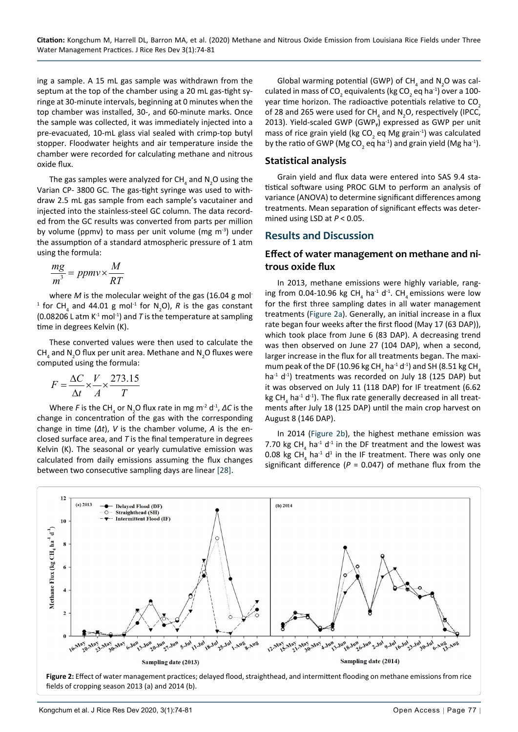ing a sample. A 15 mL gas sample was withdrawn from the septum at the top of the chamber using a 20 mL gas-tight syringe at 30-minute intervals, beginning at 0 minutes when the top chamber was installed, 30-, and 60-minute marks. Once the sample was collected, it was immediately injected into a pre-evacuated, 10-mL glass vial sealed with crimp-top butyl stopper. Floodwater heights and air temperature inside the chamber were recorded for calculating methane and nitrous oxide flux.

The gas samples were analyzed for $CH_4$ and $N_2O$ using the Varian CP- 3800 GC. The gas-tight syringe was used to withdraw 2.5 mL gas sample from each sample's vacutainer and injected into the stainless-steel GC column. The data recorded from the GC results was converted from parts per million by volume (ppmv) to mass per unit volume (mg $m^{-3}$) under the assumption of a standard atmospheric pressure of 1 atm using the formula:

$$\frac{mg}{m^3} = ppmv \times \frac{M}{RT}$$

where $M$ is the molecular weight of the gas (16.04 g $mol^{-1}$ for $CH_4$ and 44.01 g $mol^{-1}$ for $N_2O$), $R$ is the gas constant (0.08206 L atm $K^{-1}$ $mol^{-1}$) and $T$ is the temperature at sampling time in degrees Kelvin (K).

These converted values were then used to calculate the $CH_4$ and $N_2O$ flux per unit area. Methane and $N_2O$ fluxes were computed using the formula:

$$F = \frac{\Delta C}{\Delta t} \times \frac{V}{A} \times \frac{273.15}{T}$$

Where $F$ is the $CH_4$ or $N_2O$ flux rate in mg $m^{-2}$ $d^{-1}$, $\Delta C$ is the change in concentration of the gas with the corresponding change in time ($\Delta t$), $V$ is the chamber volume, $A$ is the enclosed surface area, and $T$ is the final temperature in degrees Kelvin (K). The seasonal or yearly cumulative emission was calculated from daily emissions assuming the flux changes between two consecutive sampling days are linear [28].

Global warming potential (GWP) of $CH_4$ and $N_2O$ was calculated in mass of $CO_2$ equivalents (kg $CO_2$ eq $ha^{-1}$) over a 100-year time horizon. The radioactive potentials relative to $CO_2$ of 28 and 265 were used for $CH_4$ and $N_2O$, respectively (IPCC, 2013). Yield-scaled GWP ($GWP_Y$) expressed as GWP per unit mass of rice grain yield (kg $CO_2$ eq Mg $grain^{-1}$) was calculated by the ratio of GWP (Mg $CO_2$ eq $ha^{-1}$) and grain yield (Mg $ha^{-1}$).

## Statistical analysis

Grain yield and flux data were entered into SAS 9.4 statistical software using PROC GLM to perform an analysis of variance (ANOVA) to determine significant differences among treatments. Mean separation of significant effects was determined using LSD at $P < 0.05$.

# Results and Discussion

## Effect of water management on methane and nitrous oxide flux

In 2013, methane emissions were highly variable, ranging from 0.04-10.96 kg $CH_4$ $ha^{-1}$ $d^{-1}$. $CH_4$ emissions were low for the first three sampling dates in all water management treatments (Figure 2a). Generally, an initial increase in a flux rate began four weeks after the first flood (May 17 (63 DAP)), which took place from June 6 (83 DAP). A decreasing trend was then observed on June 27 (104 DAP), when a second, larger increase in the flux for all treatments began. The maximum peak of the DF (10.96 kg $CH_4$ $ha^{-1}$ $d^{-1}$) and SH (8.51 kg $CH_4$ $ha^{-1}$ $d^{-1}$) treatments was recorded on July 18 (125 DAP) but it was observed on July 11 (118 DAP) for IF treatment (6.62 kg $CH_4$ $ha^{-1}$ $d^{-1}$). The flux rate generally decreased in all treatments after July 18 (125 DAP) until the main crop harvest on August 8 (146 DAP).

In 2014 (Figure 2b), the highest methane emission was 7.70 kg $CH_4$ $ha^{-1}$ $d^{-1}$ in the DF treatment and the lowest was 0.08 kg $CH_4$ $ha^{-1}$ $d^{1}$ in the IF treatment. There was only one significant difference ($P$ = 0.047) of methane flux from the

**Figure 2:** Effect of water management practices; delayed flood, straighthead, and intermittent flooding on methane emissions from rice fields of cropping season 2013 (a) and 2014 (b).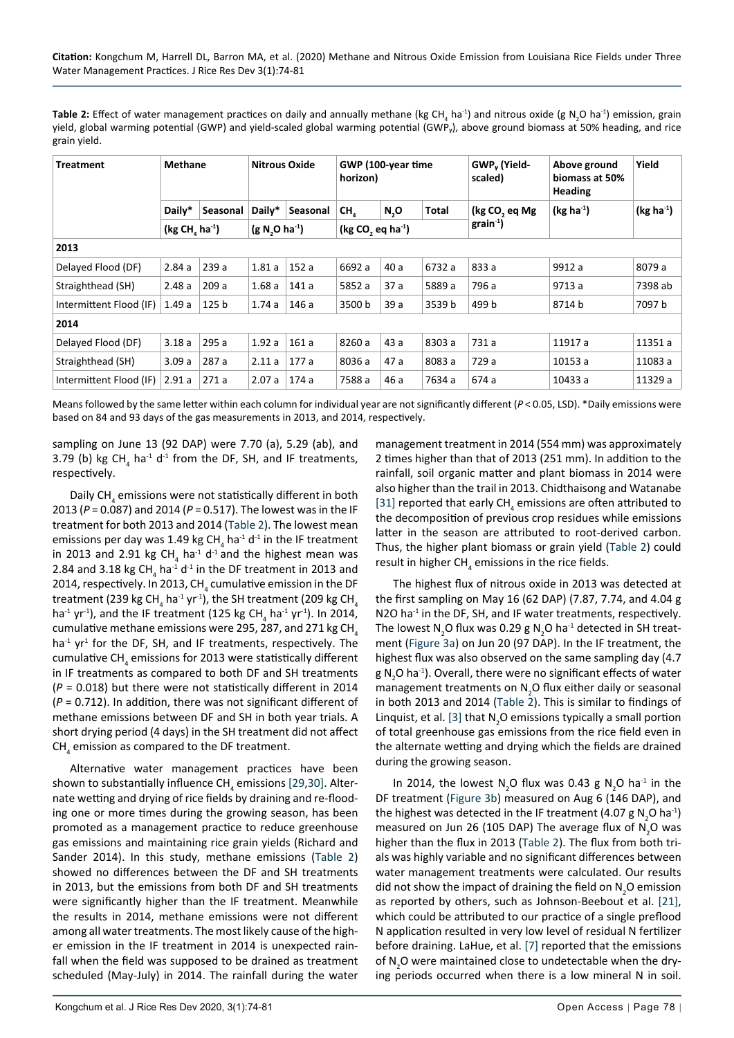**Table 2:** Effect of water management practices on daily and annually methane (kg $CH_4$ ha$^{-1}$) and nitrous oxide (g $N_2O$ ha$^{-1}$) emission, grain yield, global warming potential (GWP) and yield-scaled global warming potential ($GWP_Y$), above ground biomass at 50% heading, and rice grain yield.

| Treatment | Methane | | Nitrous Oxide | | GWP (100-year time horizon) | | | $GWP_Y$ (Yield-scaled) | Above ground biomass at 50% Heading | Yield |
|---|---|---|---|---|---|---|---|---|---|---|
| | Daily* | Seasonal | Daily* | Seasonal | $CH_4$ | $N_2O$ | Total | (kg $CO_2$ eq Mg grain$^{-1}$) | (kg ha$^{-1}$) | (kg ha$^{-1}$) |
| | (kg $CH_4$ ha$^{-1}$) | | (g $N_2O$ ha$^{-1}$) | | (kg $CO_2$ eq ha$^{-1}$) | | | | | |
| **2013** | | | | | | | | | | |
| Delayed Flood (DF) | 2.84 a | 239 a | 1.81 a | 152 a | 6692 a | 40 a | 6732 a | 833 a | 9912 a | 8079 a |
| Straighthead (SH) | 2.48 a | 209 a | 1.68 a | 141 a | 5852 a | 37 a | 5889 a | 796 a | 9713 a | 7398 ab |
| Intermittent Flood (IF) | 1.49 a | 125 b | 1.74 a | 146 a | 3500 b | 39 a | 3539 b | 499 b | 8714 b | 7097 b |
| **2014** | | | | | | | | | | |
| Delayed Flood (DF) | 3.18 a | 295 a | 1.92 a | 161 a | 8260 a | 43 a | 8303 a | 731 a | 11917 a | 11351 a |
| Straighthead (SH) | 3.09 a | 287 a | 2.11 a | 177 a | 8036 a | 47 a | 8083 a | 729 a | 10153 a | 11083 a |
| Intermittent Flood (IF) | 2.91 a | 271 a | 2.07 a | 174 a | 7588 a | 46 a | 7634 a | 674 a | 10433 a | 11329 a |

Means followed by the same letter within each column for individual year are not significantly different ($P < 0.05$, LSD). *Daily emissions were based on 84 and 93 days of the gas measurements in 2013, and 2014, respectively.

sampling on June 13 (92 DAP) were 7.70 (a), 5.29 (ab), and 3.79 (b) kg $CH_4$ ha$^{-1}$ d$^{-1}$ from the DF, SH, and IF treatments, respectively.

Daily $CH_4$ emissions were not statistically different in both 2013 ($P$ = 0.087) and 2014 ($P$ = 0.517). The lowest was in the IF treatment for both 2013 and 2014 (Table 2). The lowest mean emissions per day was 1.49 kg $CH_4$ ha$^{-1}$ d$^{-1}$ in the IF treatment in 2013 and 2.91 kg $CH_4$ ha$^{-1}$ d$^{-1}$ and the highest mean was 2.84 and 3.18 kg $CH_4$ ha$^{-1}$ d$^{-1}$ in the DF treatment in 2013 and 2014, respectively. In 2013, $CH_4$ cumulative emission in the DF treatment (239 kg $CH_4$ ha$^{-1}$ yr$^{-1}$), the SH treatment (209 kg $CH_4$ ha$^{-1}$ yr$^{-1}$), and the IF treatment (125 kg $CH_4$ ha$^{-1}$ yr$^{-1}$). In 2014, cumulative methane emissions were 295, 287, and 271 kg $CH_4$ ha$^{-1}$ yr$^{1}$ for the DF, SH, and IF treatments, respectively. The cumulative $CH_4$ emissions for 2013 were statistically different in IF treatments as compared to both DF and SH treatments ($P$ = 0.018) but there were not statistically different in 2014 ($P$ = 0.712). In addition, there was not significant different of methane emissions between DF and SH in both year trials. A short drying period (4 days) in the SH treatment did not affect $CH_4$ emission as compared to the DF treatment.

Alternative water management practices have been shown to substantially influence $CH_4$ emissions [29,30]. Alternate wetting and drying of rice fields by draining and re-flooding one or more times during the growing season, has been promoted as a management practice to reduce greenhouse gas emissions and maintaining rice grain yields (Richard and Sander 2014). In this study, methane emissions (Table 2) showed no differences between the DF and SH treatments in 2013, but the emissions from both DF and SH treatments were significantly higher than the IF treatment. Meanwhile the results in 2014, methane emissions were not different among all water treatments. The most likely cause of the higher emission in the IF treatment in 2014 is unexpected rainfall when the field was supposed to be drained as treatment scheduled (May-July) in 2014. The rainfall during the water management treatment in 2014 (554 mm) was approximately 2 times higher than that of 2013 (251 mm). In addition to the rainfall, soil organic matter and plant biomass in 2014 were also higher than the trail in 2013. Chidthaisong and Watanabe [31] reported that early $CH_4$ emissions are often attributed to the decomposition of previous crop residues while emissions latter in the season are attributed to root-derived carbon. Thus, the higher plant biomass or grain yield (Table 2) could result in higher $CH_4$ emissions in the rice fields.

The highest flux of nitrous oxide in 2013 was detected at the first sampling on May 16 (62 DAP) (7.87, 7.74, and 4.04 g N2O ha$^{-1}$ in the DF, SH, and IF water treatments, respectively. The lowest $N_2O$ flux was 0.29 g $N_2O$ ha$^{-1}$ detected in SH treatment (Figure 3a) on Jun 20 (97 DAP). In the IF treatment, the highest flux was also observed on the same sampling day (4.7 g $N_2O$ ha$^{-1}$). Overall, there were no significant effects of water management treatments on $N_2O$ flux either daily or seasonal in both 2013 and 2014 (Table 2). This is similar to findings of Linquist, et al. [3] that $N_2O$ emissions typically a small portion of total greenhouse gas emissions from the rice field even in the alternate wetting and drying which the fields are drained during the growing season.

In 2014, the lowest $N_2O$ flux was 0.43 g $N_2O$ ha$^{-1}$ in the DF treatment (Figure 3b) measured on Aug 6 (146 DAP), and the highest was detected in the IF treatment (4.07 g $N_2O$ ha$^{-1}$) measured on Jun 26 (105 DAP) The average flux of $N_2O$ was higher than the flux in 2013 (Table 2). The flux from both trials was highly variable and no significant differences between water management treatments were calculated. Our results did not show the impact of draining the field on $N_2O$ emission as reported by others, such as Johnson-Beebout et al. [21], which could be attributed to our practice of a single preflood N application resulted in very low level of residual N fertilizer before draining. LaHue, et al. [7] reported that the emissions of $N_2O$ were maintained close to undetectable when the drying periods occurred when there is a low mineral N in soil.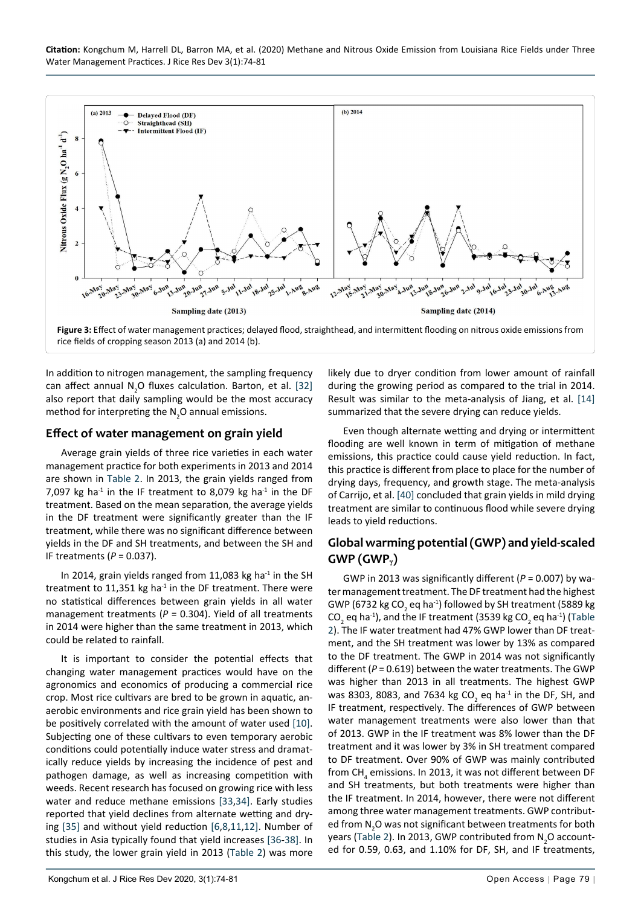**Figure 3:** Effect of water management practices; delayed flood, straighthead, and intermittent flooding on nitrous oxide emissions from rice fields of cropping season 2013 (a) and 2014 (b).

In addition to nitrogen management, the sampling frequency can affect annual $N_2O$ fluxes calculation. Barton, et al. [32] also report that daily sampling would be the most accuracy method for interpreting the $N_2O$ annual emissions.

## Effect of water management on grain yield

Average grain yields of three rice varieties in each water management practice for both experiments in 2013 and 2014 are shown in Table 2. In 2013, the grain yields ranged from 7,097 kg ha$^{-1}$ in the IF treatment to 8,079 kg ha$^{-1}$ in the DF treatment. Based on the mean separation, the average yields in the DF treatment were significantly greater than the IF treatment, while there was no significant difference between yields in the DF and SH treatments, and between the SH and IF treatments ($P$ = 0.037).

In 2014, grain yields ranged from 11,083 kg ha$^{-1}$ in the SH treatment to 11,351 kg ha$^{-1}$ in the DF treatment. There were no statistical differences between grain yields in all water management treatments ($P$ = 0.304). Yield of all treatments in 2014 were higher than the same treatment in 2013, which could be related to rainfall.

It is important to consider the potential effects that changing water management practices would have on the agronomics and economics of producing a commercial rice crop. Most rice cultivars are bred to be grown in aquatic, anaerobic environments and rice grain yield has been shown to be positively correlated with the amount of water used [10]. Subjecting one of these cultivars to even temporary aerobic conditions could potentially induce water stress and dramatically reduce yields by increasing the incidence of pest and pathogen damage, as well as increasing competition with weeds. Recent research has focused on growing rice with less water and reduce methane emissions [33,34]. Early studies reported that yield declines from alternate wetting and drying [35] and without yield reduction [6,8,11,12]. Number of studies in Asia typically found that yield increases [36-38]. In this study, the lower grain yield in 2013 (Table 2) was more likely due to dryer condition from lower amount of rainfall during the growing period as compared to the trial in 2014. Result was similar to the meta-analysis of Jiang, et al. [14] summarized that the severe drying can reduce yields.

Even though alternate wetting and drying or intermittent flooding are well known in term of mitigation of methane emissions, this practice could cause yield reduction. In fact, this practice is different from place to place for the number of drying days, frequency, and growth stage. The meta-analysis of Carrijo, et al. [40] concluded that grain yields in mild drying treatment are similar to continuous flood while severe drying leads to yield reductions.

## Global warming potential (GWP) and yield-scaled GWP ($GWP_Y$)

GWP in 2013 was significantly different ($P$ = 0.007) by water management treatment. The DF treatment had the highest GWP (6732 kg $CO_2$ eq ha$^{-1}$) followed by SH treatment (5889 kg $CO_2$ eq ha$^{-1}$), and the IF treatment (3539 kg $CO_2$ eq ha$^{-1}$) (Table 2). The IF water treatment had 47% GWP lower than DF treatment, and the SH treatment was lower by 13% as compared to the DF treatment. The GWP in 2014 was not significantly different ($P$ = 0.619) between the water treatments. The GWP was higher than 2013 in all treatments. The highest GWP was 8303, 8083, and 7634 kg $CO_2$ eq ha$^{-1}$ in the DF, SH, and IF treatment, respectively. The differences of GWP between water management treatments were also lower than that of 2013. GWP in the IF treatment was 8% lower than the DF treatment and it was lower by 3% in SH treatment compared to DF treatment. Over 90% of GWP was mainly contributed from $CH_4$ emissions. In 2013, it was not different between DF and SH treatments, but both treatments were higher than the IF treatment. In 2014, however, there were not different among three water management treatments. GWP contributed from $N_2O$ was not significant between treatments for both years (Table 2). In 2013, GWP contributed from $N_2O$ accounted for 0.59, 0.63, and 1.10% for DF, SH, and IF treatments,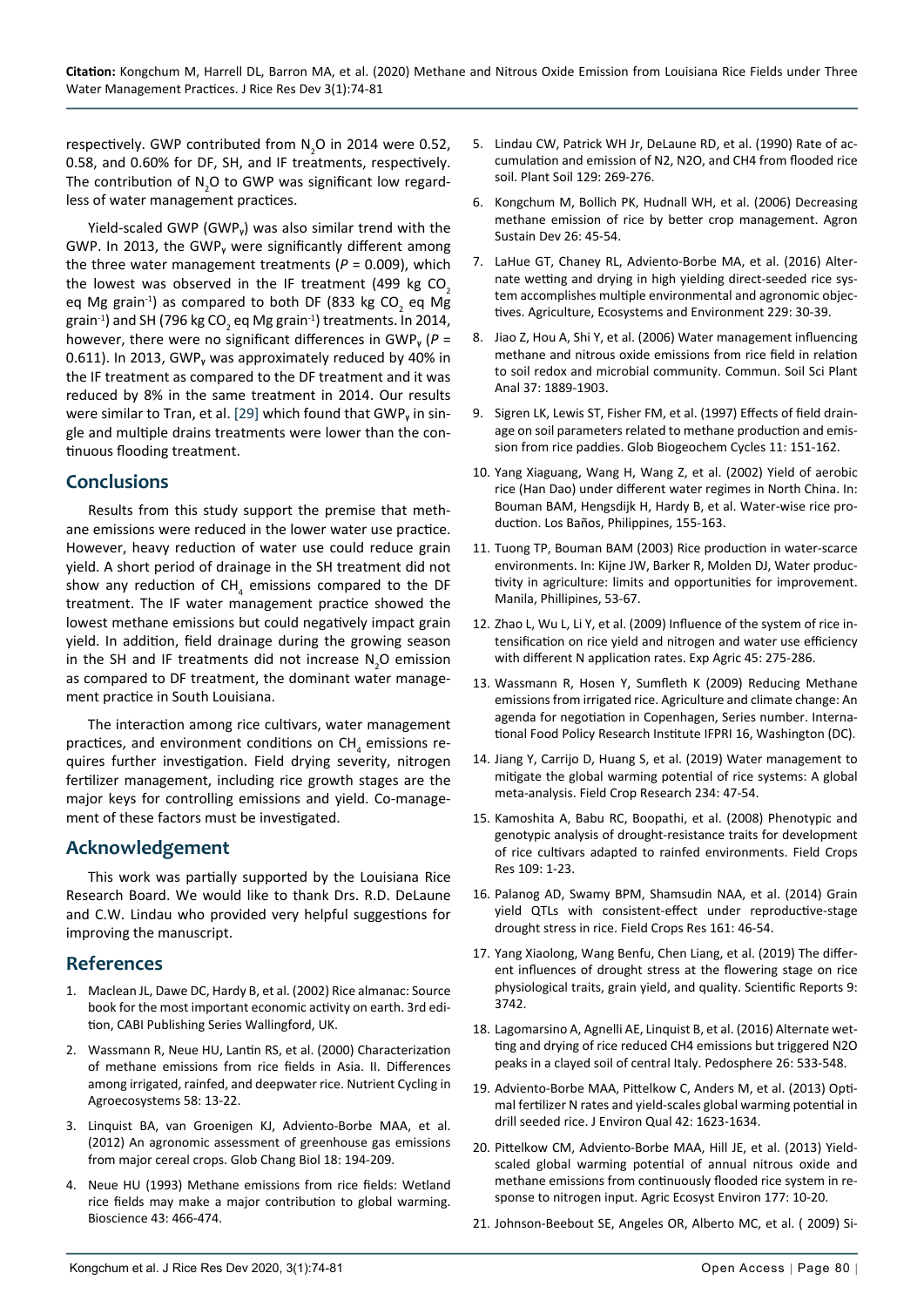respectively. GWP contributed from $N_2O$ in 2014 were 0.52, 0.58, and 0.60% for DF, SH, and IF treatments, respectively. The contribution of $N_2O$ to GWP was significant low regardless of water management practices.

Yield-scaled GWP ($GWP_Y$) was also similar trend with the GWP. In 2013, the $GWP_Y$ were significantly different among the three water management treatments ($P$ = 0.009), which the lowest was observed in the IF treatment (499 kg $CO_2$ eq Mg grain$^{-1}$) as compared to both DF (833 kg $CO_2$ eq Mg grain$^{-1}$) and SH (796 kg $CO_2$ eq Mg grain$^{-1}$) treatments. In 2014, however, there were no significant differences in $GWP_Y$ ($P$ = 0.611). In 2013, $GWP_Y$ was approximately reduced by 40% in the IF treatment as compared to the DF treatment and it was reduced by 8% in the same treatment in 2014. Our results were similar to Tran, et al. [29] which found that $GWP_Y$ in single and multiple drains treatments were lower than the continuous flooding treatment.

## Conclusions

Results from this study support the premise that methane emissions were reduced in the lower water use practice. However, heavy reduction of water use could reduce grain yield. A short period of drainage in the SH treatment did not show any reduction of $CH_4$ emissions compared to the DF treatment. The IF water management practice showed the lowest methane emissions but could negatively impact grain yield. In addition, field drainage during the growing season in the SH and IF treatments did not increase $N_2O$ emission as compared to DF treatment, the dominant water management practice in South Louisiana.

The interaction among rice cultivars, water management practices, and environment conditions on $CH_4$ emissions requires further investigation. Field drying severity, nitrogen fertilizer management, including rice growth stages are the major keys for controlling emissions and yield. Co-management of these factors must be investigated.

## Acknowledgement

This work was partially supported by the Louisiana Rice Research Board. We would like to thank Drs. R.D. DeLaune and C.W. Lindau who provided very helpful suggestions for improving the manuscript.

## References

1. Maclean JL, Dawe DC, Hardy B, et al. (2002) Rice almanac: Source book for the most important economic activity on earth. 3rd edition, CABI Publishing Series Wallingford, UK.
2. Wassmann R, Neue HU, Lantin RS, et al. (2000) Characterization of methane emissions from rice fields in Asia. II. Differences among irrigated, rainfed, and deepwater rice. Nutrient Cycling in Agroecosystems 58: 13-22.
3. Linquist BA, van Groenigen KJ, Adviento-Borbe MAA, et al. (2012) An agronomic assessment of greenhouse gas emissions from major cereal crops. Glob Chang Biol 18: 194-209.
4. Neue HU (1993) Methane emissions from rice fields: Wetland rice fields may make a major contribution to global warming. Bioscience 43: 466-474.
5. Lindau CW, Patrick WH Jr, DeLaune RD, et al. (1990) Rate of accumulation and emission of N2, N2O, and CH4 from flooded rice soil. Plant Soil 129: 269-276.
6. Kongchum M, Bollich PK, Hudnall WH, et al. (2006) Decreasing methane emission of rice by better crop management. Agron Sustain Dev 26: 45-54.
7. LaHue GT, Chaney RL, Adviento-Borbe MA, et al. (2016) Alternate wetting and drying in high yielding direct-seeded rice system accomplishes multiple environmental and agronomic objectives. Agriculture, Ecosystems and Environment 229: 30-39.
8. Jiao Z, Hou A, Shi Y, et al. (2006) Water management influencing methane and nitrous oxide emissions from rice field in relation to soil redox and microbial community. Commun. Soil Sci Plant Anal 37: 1889-1903.
9. Sigren LK, Lewis ST, Fisher FM, et al. (1997) Effects of field drainage on soil parameters related to methane production and emission from rice paddies. Glob Biogeochem Cycles 11: 151-162.
10. Yang Xiaguang, Wang H, Wang Z, et al. (2002) Yield of aerobic rice (Han Dao) under different water regimes in North China. In: Bouman BAM, Hengsdijk H, Hardy B, et al. Water-wise rice production. Los Baños, Philippines, 155-163.
11. Tuong TP, Bouman BAM (2003) Rice production in water-scarce environments. In: Kijne JW, Barker R, Molden DJ, Water productivity in agriculture: limits and opportunities for improvement. Manila, Phillipines, 53-67.
12. Zhao L, Wu L, Li Y, et al. (2009) Influence of the system of rice intensification on rice yield and nitrogen and water use efficiency with different N application rates. Exp Agric 45: 275-286.
13. Wassmann R, Hosen Y, Sumfleth K (2009) Reducing Methane emissions from irrigated rice. Agriculture and climate change: An agenda for negotiation in Copenhagen, Series number. International Food Policy Research Institute IFPRI 16, Washington (DC).
14. Jiang Y, Carrijo D, Huang S, et al. (2019) Water management to mitigate the global warming potential of rice systems: A global meta-analysis. Field Crop Research 234: 47-54.
15. Kamoshita A, Babu RC, Boopathi, et al. (2008) Phenotypic and genotypic analysis of drought-resistance traits for development of rice cultivars adapted to rainfed environments. Field Crops Res 109: 1-23.
16. Palanog AD, Swamy BPM, Shamsudin NAA, et al. (2014) Grain yield QTLs with consistent-effect under reproductive-stage drought stress in rice. Field Crops Res 161: 46-54.
17. Yang Xiaolong, Wang Benfu, Chen Liang, et al. (2019) The different influences of drought stress at the flowering stage on rice physiological traits, grain yield, and quality. Scientific Reports 9: 3742.
18. Lagomarsino A, Agnelli AE, Linquist B, et al. (2016) Alternate wetting and drying of rice reduced CH4 emissions but triggered N2O peaks in a clayed soil of central Italy. Pedosphere 26: 533-548.
19. Adviento-Borbe MAA, Pittelkow C, Anders M, et al. (2013) Optimal fertilizer N rates and yield-scales global warming potential in drill seeded rice. J Environ Qual 42: 1623-1634.
20. Pittelkow CM, Adviento-Borbe MAA, Hill JE, et al. (2013) Yield-scaled global warming potential of annual nitrous oxide and methane emissions from continuously flooded rice system in response to nitrogen input. Agric Ecosyst Environ 177: 10-20.
21. Johnson-Beebout SE, Angeles OR, Alberto MC, et al. ( 2009) Si-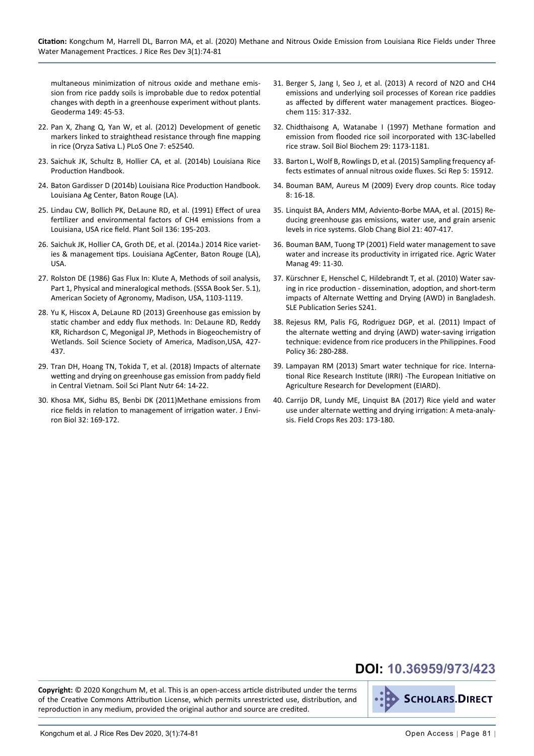multaneous minimization of nitrous oxide and methane emission from rice paddy soils is improbable due to redox potential changes with depth in a greenhouse experiment without plants. Geoderma 149: 45-53.

22. Pan X, Zhang Q, Yan W, et al. (2012) Development of genetic markers linked to straighthead resistance through fine mapping in rice (Oryza Sativa L.) PLoS One 7: e52540.
23. Saichuk JK, Schultz B, Hollier CA, et al. (2014b) Louisiana Rice Production Handbook.
24. Baton Gardisser D (2014b) Louisiana Rice Production Handbook. Louisiana Ag Center, Baton Rouge (LA).
25. Lindau CW, Bollich PK, DeLaune RD, et al. (1991) Effect of urea fertilizer and environmental factors of CH4 emissions from a Louisiana, USA rice field. Plant Soil 136: 195-203.
26. Saichuk JK, Hollier CA, Groth DE, et al. (2014a.) 2014 Rice varieties & management tips. Louisiana AgCenter, Baton Rouge (LA), USA.
27. Rolston DE (1986) Gas Flux In: Klute A, Methods of soil analysis, Part 1, Physical and mineralogical methods. (SSSA Book Ser. 5.1), American Society of Agronomy, Madison, USA, 1103-1119.
28. Yu K, Hiscox A, DeLaune RD (2013) Greenhouse gas emission by static chamber and eddy flux methods. In: DeLaune RD, Reddy KR, Richardson C, Megonigal JP, Methods in Biogeochemistry of Wetlands. Soil Science Society of America, Madison,USA, 427-437.
29. Tran DH, Hoang TN, Tokida T, et al. (2018) Impacts of alternate wetting and drying on greenhouse gas emission from paddy field in Central Vietnam. Soil Sci Plant Nutr 64: 14-22.
30. Khosa MK, Sidhu BS, Benbi DK (2011)Methane emissions from rice fields in relation to management of irrigation water. J Environ Biol 32: 169-172.
31. Berger S, Jang I, Seo J, et al. (2013) A record of N2O and CH4 emissions and underlying soil processes of Korean rice paddies as affected by different water management practices. Biogeochem 115: 317-332.
32. Chidthaisong A, Watanabe I (1997) Methane formation and emission from flooded rice soil incorporated with 13C-labelled rice straw. Soil Biol Biochem 29: 1173-1181.
33. Barton L, Wolf B, Rowlings D, et al. (2015) Sampling frequency affects estimates of annual nitrous oxide fluxes. Sci Rep 5: 15912.
34. Bouman BAM, Aureus M (2009) Every drop counts. Rice today 8: 16-18.
35. Linquist BA, Anders MM, Adviento-Borbe MAA, et al. (2015) Reducing greenhouse gas emissions, water use, and grain arsenic levels in rice systems. Glob Chang Biol 21: 407-417.
36. Bouman BAM, Tuong TP (2001) Field water management to save water and increase its productivity in irrigated rice. Agric Water Manag 49: 11-30.
37. Kürschner E, Henschel C, Hildebrandt T, et al. (2010) Water saving in rice production - dissemination, adoption, and short-term impacts of Alternate Wetting and Drying (AWD) in Bangladesh. SLE Publication Series S241.
38. Rejesus RM, Palis FG, Rodriguez DGP, et al. (2011) Impact of the alternate wetting and drying (AWD) water-saving irrigation technique: evidence from rice producers in the Philippines. Food Policy 36: 280-288.
39. Lampayan RM (2013) Smart water technique for rice. International Rice Research Institute (IRRI) -The European Initiative on Agriculture Research for Development (EIARD).
40. Carrijo DR, Lundy ME, Linquist BA (2017) Rice yield and water use under alternate wetting and drying irrigation: A meta-analysis. Field Crops Res 203: 173-180.

**DOI: 10.36959/973/423**

**Copyright:** © 2020 Kongchum M, et al. This is an open-access article distributed under the terms of the Creative Commons Attribution License, which permits unrestricted use, distribution, and reproduction in any medium, provided the original author and source are credited.